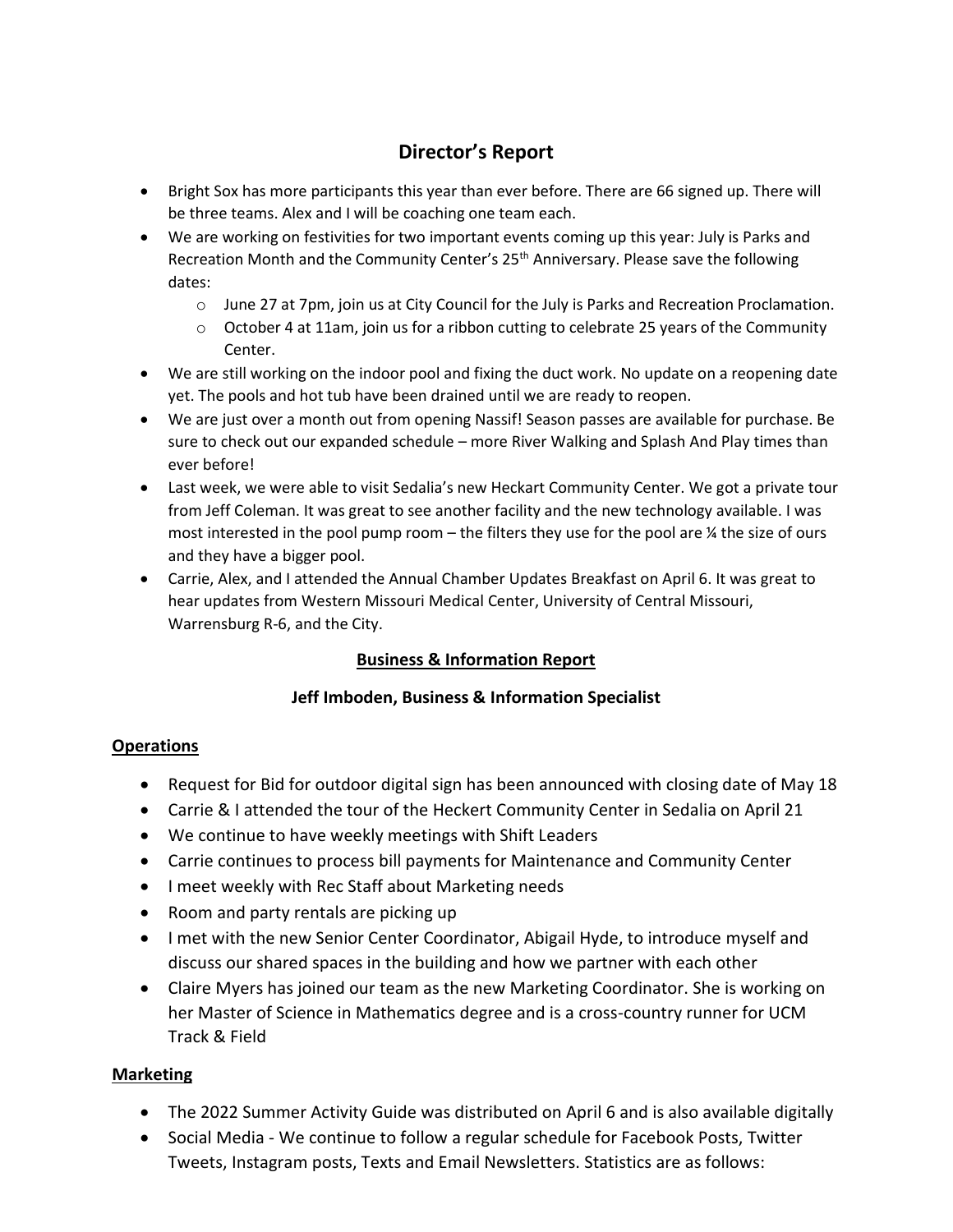# Director's Report

- Bright Sox has more participants this year than ever before. There are 66 signed up. There will be three teams. Alex and I will be coaching one team each.
- We are working on festivities for two important events coming up this year: July is Parks and Recreation Month and the Community Center's 25th Anniversary. Please save the following dates:
  - June 27 at 7pm, join us at City Council for the July is Parks and Recreation Proclamation.
  - October 4 at 11am, join us for a ribbon cutting to celebrate 25 years of the Community Center.
- We are still working on the indoor pool and fixing the duct work. No update on a reopening date yet. The pools and hot tub have been drained until we are ready to reopen.
- We are just over a month out from opening Nassif! Season passes are available for purchase. Be sure to check out our expanded schedule – more River Walking and Splash And Play times than ever before!
- Last week, we were able to visit Sedalia's new Heckart Community Center. We got a private tour from Jeff Coleman. It was great to see another facility and the new technology available. I was most interested in the pool pump room – the filters they use for the pool are ¼ the size of ours and they have a bigger pool.
- Carrie, Alex, and I attended the Annual Chamber Updates Breakfast on April 6. It was great to hear updates from Western Missouri Medical Center, University of Central Missouri, Warrensburg R-6, and the City.

## Business & Information Report

### Jeff Imboden, Business & Information Specialist

**Operations**

- Request for Bid for outdoor digital sign has been announced with closing date of May 18
- Carrie & I attended the tour of the Heckert Community Center in Sedalia on April 21
- We continue to have weekly meetings with Shift Leaders
- Carrie continues to process bill payments for Maintenance and Community Center
- I meet weekly with Rec Staff about Marketing needs
- Room and party rentals are picking up
- I met with the new Senior Center Coordinator, Abigail Hyde, to introduce myself and discuss our shared spaces in the building and how we partner with each other
- Claire Myers has joined our team as the new Marketing Coordinator. She is working on her Master of Science in Mathematics degree and is a cross-country runner for UCM Track & Field

**Marketing**

- The 2022 Summer Activity Guide was distributed on April 6 and is also available digitally
- Social Media - We continue to follow a regular schedule for Facebook Posts, Twitter Tweets, Instagram posts, Texts and Email Newsletters. Statistics are as follows: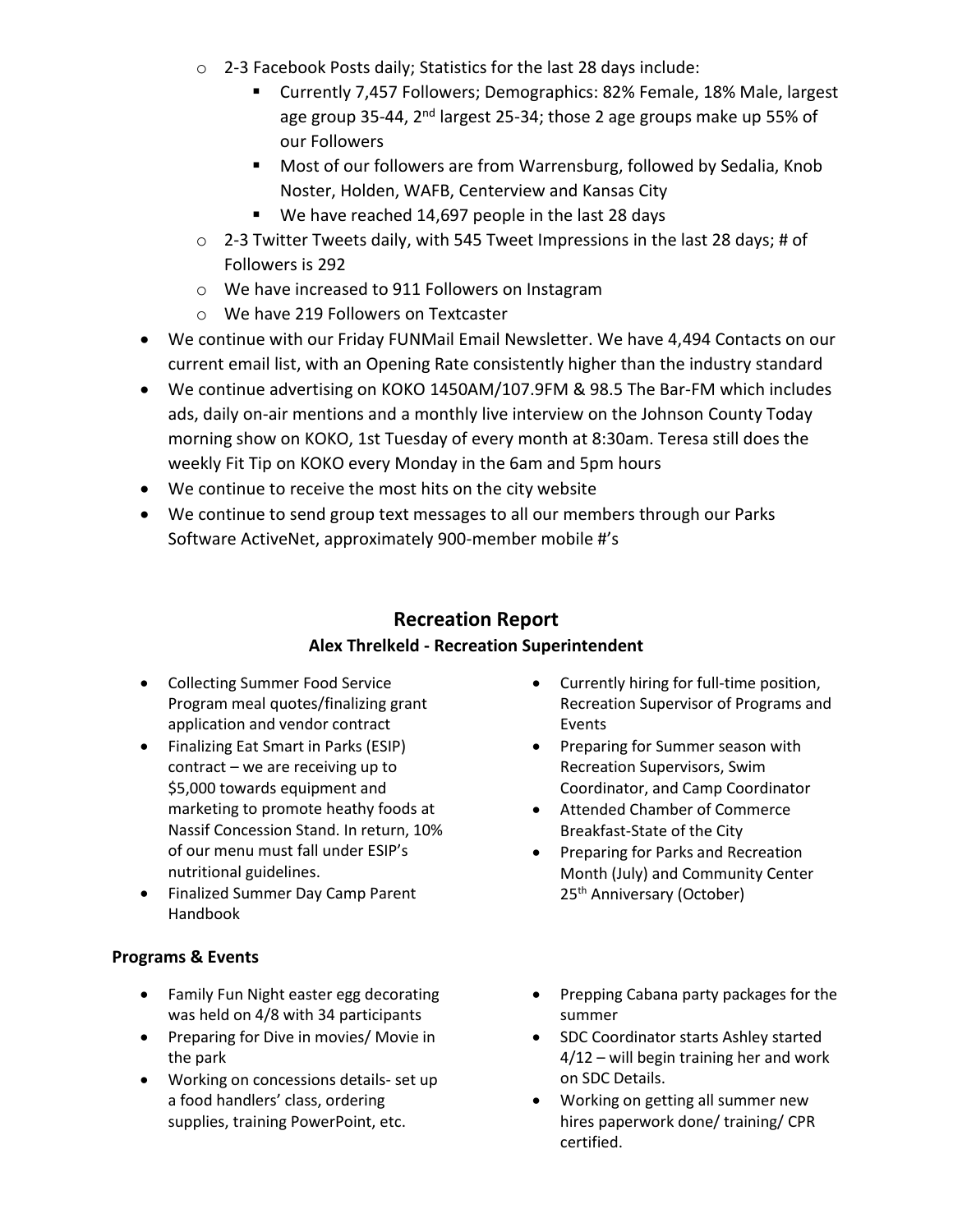- 2-3 Facebook Posts daily; Statistics for the last 28 days include:
  - Currently 7,457 Followers; Demographics: 82% Female, 18% Male, largest age group 35-44, 2nd largest 25-34; those 2 age groups make up 55% of our Followers
  - Most of our followers are from Warrensburg, followed by Sedalia, Knob Noster, Holden, WAFB, Centerview and Kansas City
  - We have reached 14,697 people in the last 28 days
- 2-3 Twitter Tweets daily, with 545 Tweet Impressions in the last 28 days; # of Followers is 292
- We have increased to 911 Followers on Instagram
- We have 219 Followers on Textcaster

- We continue with our Friday FUNMail Email Newsletter. We have 4,494 Contacts on our current email list, with an Opening Rate consistently higher than the industry standard
- We continue advertising on KOKO 1450AM/107.9FM & 98.5 The Bar-FM which includes ads, daily on-air mentions and a monthly live interview on the Johnson County Today morning show on KOKO, 1st Tuesday of every month at 8:30am. Teresa still does the weekly Fit Tip on KOKO every Monday in the 6am and 5pm hours
- We continue to receive the most hits on the city website
- We continue to send group text messages to all our members through our Parks Software ActiveNet, approximately 900-member mobile #'s

## Recreation Report

### Alex Threlkeld - Recreation Superintendent

- Collecting Summer Food Service Program meal quotes/finalizing grant application and vendor contract
- Finalizing Eat Smart in Parks (ESIP) contract – we are receiving up to $5,000 towards equipment and marketing to promote heathy foods at Nassif Concession Stand. In return, 10% of our menu must fall under ESIP's nutritional guidelines.
- Finalized Summer Day Camp Parent Handbook
- Currently hiring for full-time position, Recreation Supervisor of Programs and Events
- Preparing for Summer season with Recreation Supervisors, Swim Coordinator, and Camp Coordinator
- Attended Chamber of Commerce Breakfast-State of the City
- Preparing for Parks and Recreation Month (July) and Community Center 25th Anniversary (October)

**Programs & Events**

- Family Fun Night easter egg decorating was held on 4/8 with 34 participants
- Preparing for Dive in movies/ Movie in the park
- Working on concessions details- set up a food handlers' class, ordering supplies, training PowerPoint, etc.
- Prepping Cabana party packages for the summer
- SDC Coordinator starts Ashley started 4/12 – will begin training her and work on SDC Details.
- Working on getting all summer new hires paperwork done/ training/ CPR certified.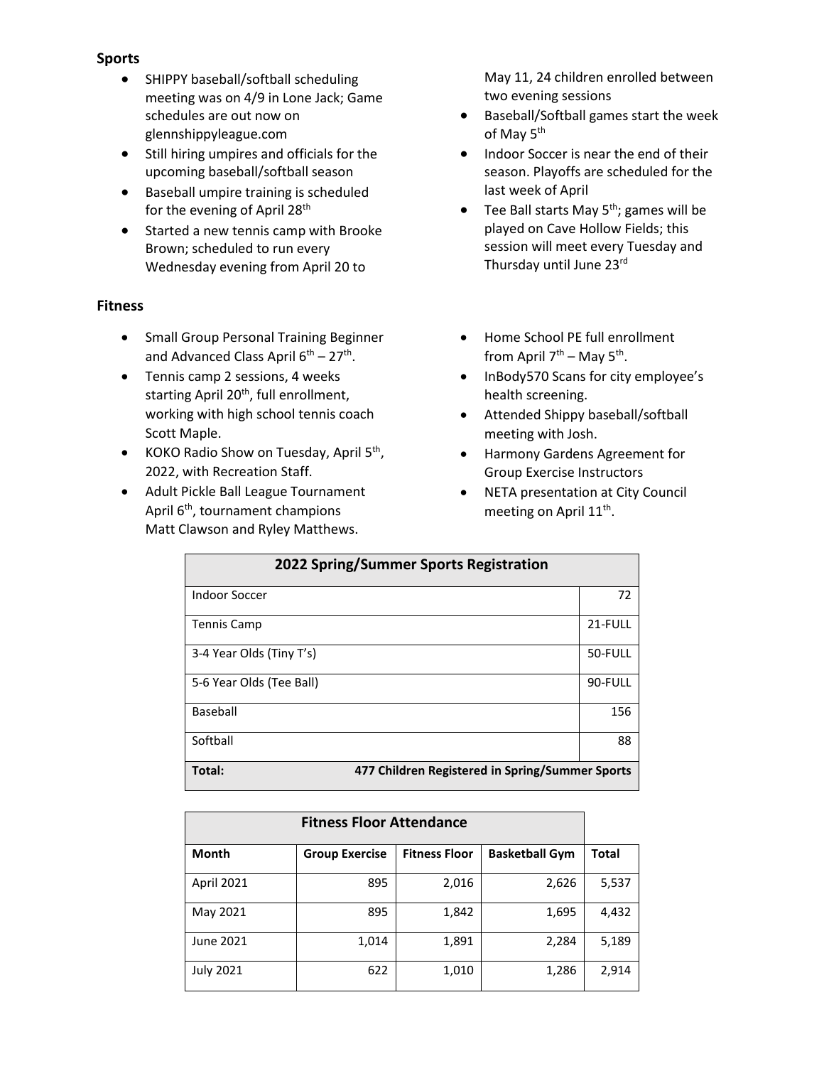## Sports

- SHIPPY baseball/softball scheduling meeting was on 4/9 in Lone Jack; Game schedules are out now on glennshippyleague.com
- Still hiring umpires and officials for the upcoming baseball/softball season
- Baseball umpire training is scheduled for the evening of April 28th
- Started a new tennis camp with Brooke Brown; scheduled to run every Wednesday evening from April 20 to May 11, 24 children enrolled between two evening sessions
- Baseball/Softball games start the week of May 5th
- Indoor Soccer is near the end of their season. Playoffs are scheduled for the last week of April
- Tee Ball starts May 5th; games will be played on Cave Hollow Fields; this session will meet every Tuesday and Thursday until June 23rd

## Fitness

- Small Group Personal Training Beginner and Advanced Class April 6th – 27th.
- Tennis camp 2 sessions, 4 weeks starting April 20th, full enrollment, working with high school tennis coach Scott Maple.
- KOKO Radio Show on Tuesday, April 5th, 2022, with Recreation Staff.
- Adult Pickle Ball League Tournament April 6th, tournament champions Matt Clawson and Ryley Matthews.
- Home School PE full enrollment from April 7th – May 5th.
- InBody570 Scans for city employee's health screening.
- Attended Shippy baseball/softball meeting with Josh.
- Harmony Gardens Agreement for Group Exercise Instructors
- NETA presentation at City Council meeting on April 11th.

| 2022 Spring/Summer Sports Registration | |
|---|---|
| Indoor Soccer | 72 |
| Tennis Camp | 21-FULL |
| 3-4 Year Olds (Tiny T's) | 50-FULL |
| 5-6 Year Olds (Tee Ball) | 90-FULL |
| Baseball | 156 |
| Softball | 88 |
| **Total:** | **477 Children Registered in Spring/Summer Sports** |

| Fitness Floor Attendance | | | | |
|---|---|---|---|---|
| **Month** | **Group Exercise** | **Fitness Floor** | **Basketball Gym** | **Total** |
| April 2021 | 895 | 2,016 | 2,626 | 5,537 |
| May 2021 | 895 | 1,842 | 1,695 | 4,432 |
| June 2021 | 1,014 | 1,891 | 2,284 | 5,189 |
| July 2021 | 622 | 1,010 | 1,286 | 2,914 |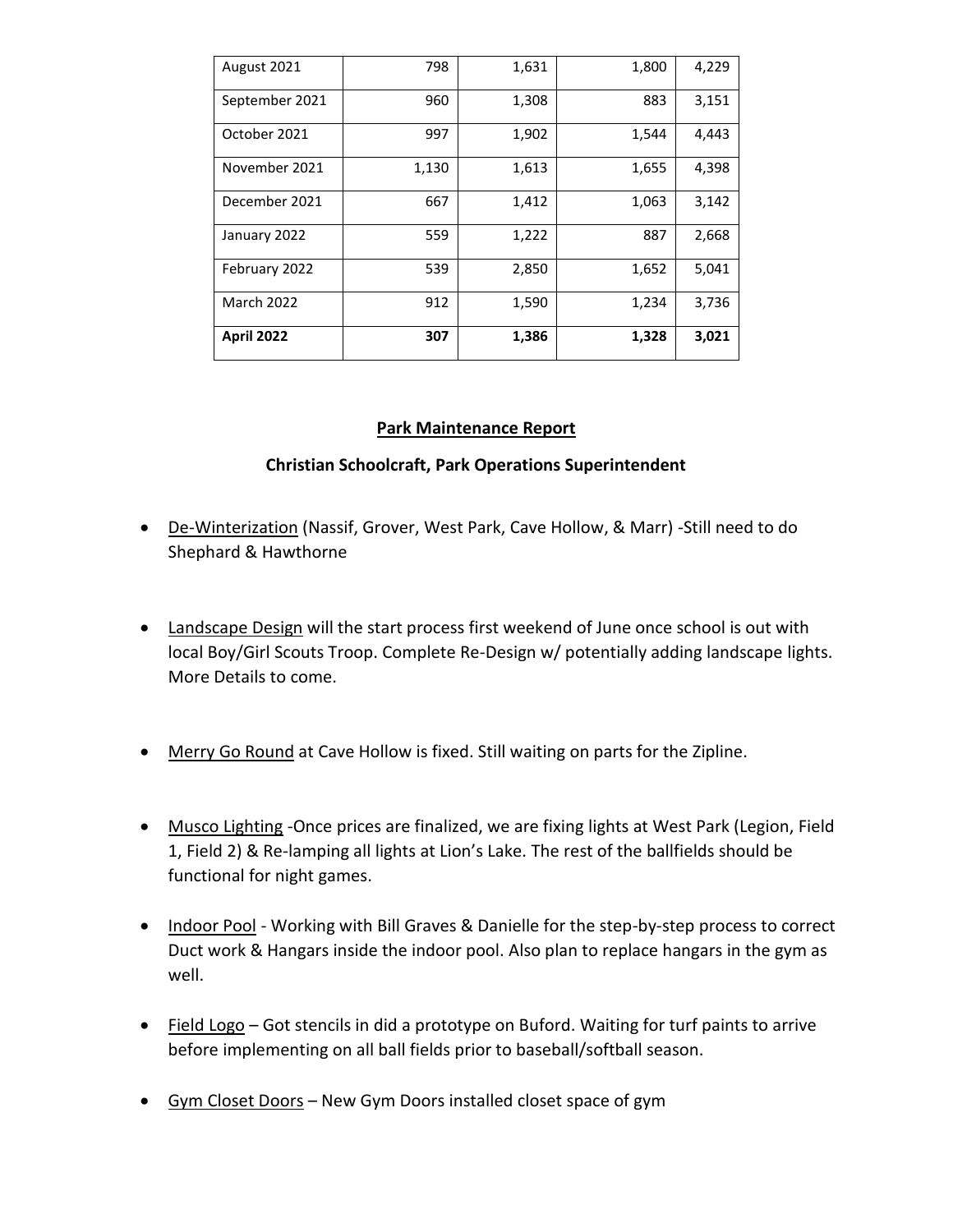| | | | | |
|---|---|---|---|---|
| August 2021 | 798 | 1,631 | 1,800 | 4,229 |
| September 2021 | 960 | 1,308 | 883 | 3,151 |
| October 2021 | 997 | 1,902 | 1,544 | 4,443 |
| November 2021 | 1,130 | 1,613 | 1,655 | 4,398 |
| December 2021 | 667 | 1,412 | 1,063 | 3,142 |
| January 2022 | 559 | 1,222 | 887 | 2,668 |
| February 2022 | 539 | 2,850 | 1,652 | 5,041 |
| March 2022 | 912 | 1,590 | 1,234 | 3,736 |
| **April 2022** | **307** | **1,386** | **1,328** | **3,021** |

## Park Maintenance Report

### Christian Schoolcraft, Park Operations Superintendent

- De-Winterization (Nassif, Grover, West Park, Cave Hollow, & Marr) -Still need to do Shephard & Hawthorne

- Landscape Design will the start process first weekend of June once school is out with local Boy/Girl Scouts Troop. Complete Re-Design w/ potentially adding landscape lights. More Details to come.

- Merry Go Round at Cave Hollow is fixed. Still waiting on parts for the Zipline.

- Musco Lighting -Once prices are finalized, we are fixing lights at West Park (Legion, Field 1, Field 2) & Re-lamping all lights at Lion's Lake. The rest of the ballfields should be functional for night games.

- Indoor Pool - Working with Bill Graves & Danielle for the step-by-step process to correct Duct work & Hangars inside the indoor pool. Also plan to replace hangars in the gym as well.

- Field Logo – Got stencils in did a prototype on Buford. Waiting for turf paints to arrive before implementing on all ball fields prior to baseball/softball season.

- Gym Closet Doors – New Gym Doors installed closet space of gym